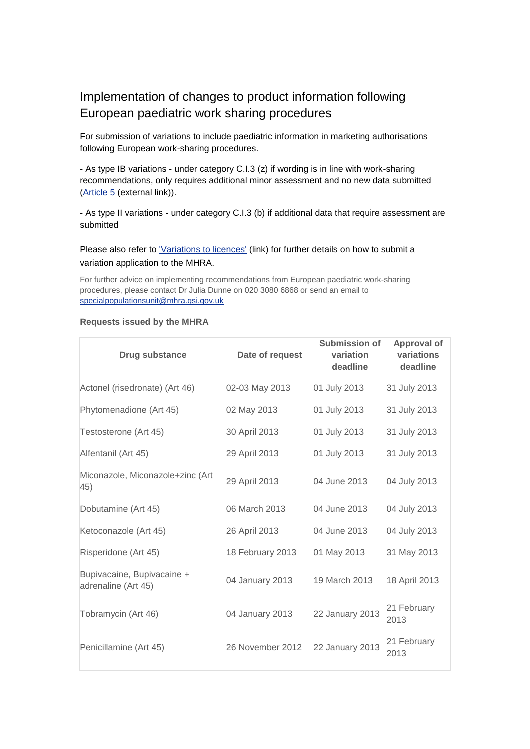# Implementation of changes to product information following European paediatric work sharing procedures

For submission of variations to include paediatric information in marketing authorisations following European work-sharing procedures.

- As type IB variations - under category C.I.3 (z) if wording is in line with work-sharing recommendations, only requires additional minor assessment and no new data submitted ([Article 5](#) (external link)).

- As type II variations - under category C.I.3 (b) if additional data that require assessment are submitted

Please also refer to ['Variations to licences'](#) (link) for further details on how to submit a variation application to the MHRA.

For further advice on implementing recommendations from European paediatric work-sharing procedures, please contact Dr Julia Dunne on 020 3080 6868 or send an email to specialpopulationsunit@mhra.gsi.gov.uk

**Requests issued by the MHRA**

| Drug substance | Date of request | Submission of variation deadline | Approval of variations deadline |
|---|---|---|---|
| Actonel (risedronate) (Art 46) | 02-03 May 2013 | 01 July 2013 | 31 July 2013 |
| Phytomenadione (Art 45) | 02 May 2013 | 01 July 2013 | 31 July 2013 |
| Testosterone (Art 45) | 30 April 2013 | 01 July 2013 | 31 July 2013 |
| Alfentanil (Art 45) | 29 April 2013 | 01 July 2013 | 31 July 2013 |
| Miconazole, Miconazole+zinc (Art 45) | 29 April 2013 | 04 June 2013 | 04 July 2013 |
| Dobutamine (Art 45) | 06 March 2013 | 04 June 2013 | 04 July 2013 |
| Ketoconazole (Art 45) | 26 April 2013 | 04 June 2013 | 04 July 2013 |
| Risperidone (Art 45) | 18 February 2013 | 01 May 2013 | 31 May 2013 |
| Bupivacaine, Bupivacaine + adrenaline (Art 45) | 04 January 2013 | 19 March 2013 | 18 April 2013 |
| Tobramycin (Art 46) | 04 January 2013 | 22 January 2013 | 21 February 2013 |
| Penicillamine (Art 45) | 26 November 2012 | 22 January 2013 | 21 February 2013 |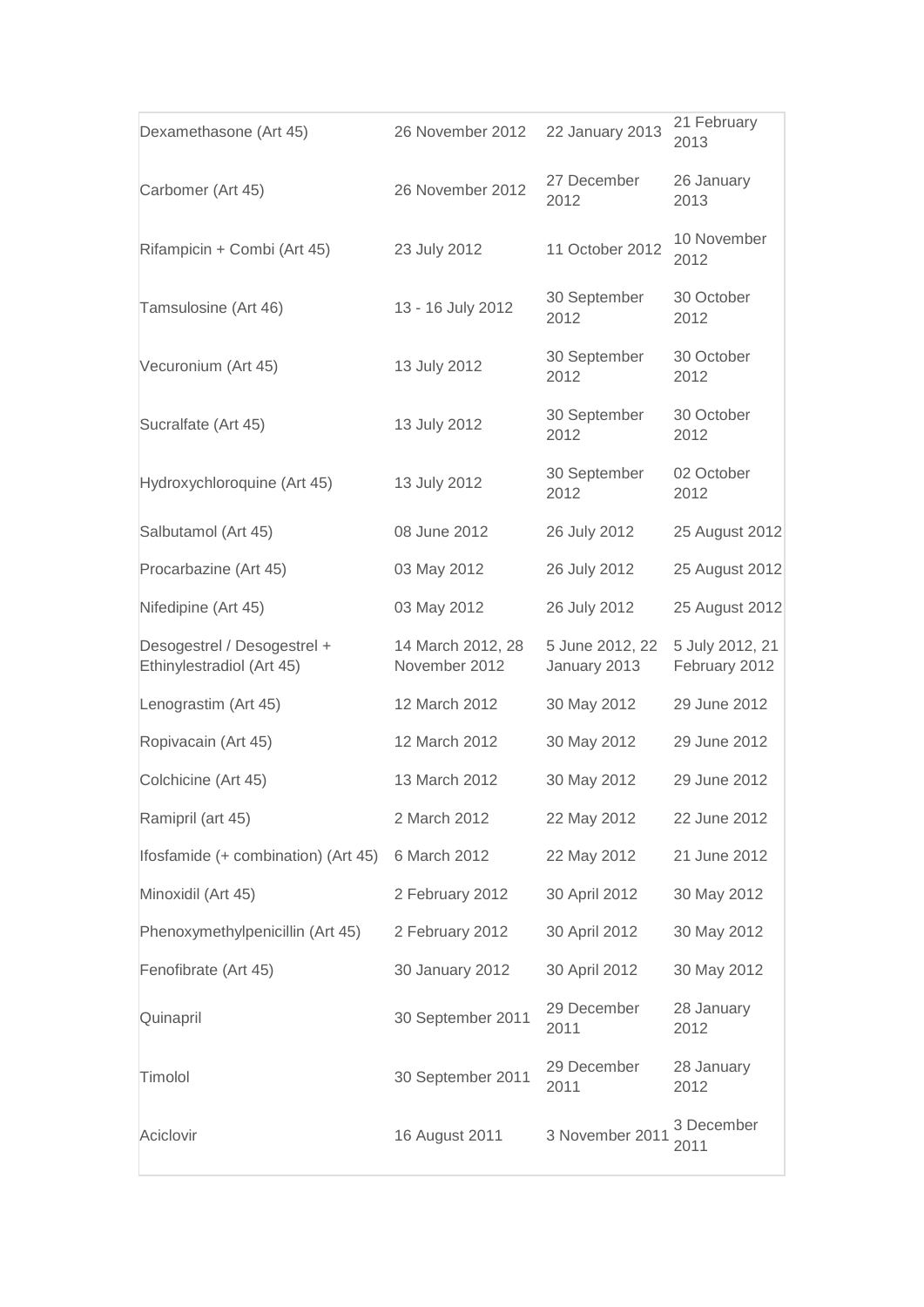| | | | |
|---|---|---|---|
| Dexamethasone (Art 45) | 26 November 2012 | 22 January 2013 | 21 February 2013 |
| Carbomer (Art 45) | 26 November 2012 | 27 December 2012 | 26 January 2013 |
| Rifampicin + Combi (Art 45) | 23 July 2012 | 11 October 2012 | 10 November 2012 |
| Tamsulosine (Art 46) | 13 - 16 July 2012 | 30 September 2012 | 30 October 2012 |
| Vecuronium (Art 45) | 13 July 2012 | 30 September 2012 | 30 October 2012 |
| Sucralfate (Art 45) | 13 July 2012 | 30 September 2012 | 30 October 2012 |
| Hydroxychloroquine (Art 45) | 13 July 2012 | 30 September 2012 | 02 October 2012 |
| Salbutamol (Art 45) | 08 June 2012 | 26 July 2012 | 25 August 2012 |
| Procarbazine (Art 45) | 03 May 2012 | 26 July 2012 | 25 August 2012 |
| Nifedipine (Art 45) | 03 May 2012 | 26 July 2012 | 25 August 2012 |
| Desogestrel / Desogestrel + Ethinylestradiol (Art 45) | 14 March 2012, 28 November 2012 | 5 June 2012, 22 January 2013 | 5 July 2012, 21 February 2012 |
| Lenograstim (Art 45) | 12 March 2012 | 30 May 2012 | 29 June 2012 |
| Ropivacain (Art 45) | 12 March 2012 | 30 May 2012 | 29 June 2012 |
| Colchicine (Art 45) | 13 March 2012 | 30 May 2012 | 29 June 2012 |
| Ramipril (art 45) | 2 March 2012 | 22 May 2012 | 22 June 2012 |
| Ifosfamide (+ combination) (Art 45) | 6 March 2012 | 22 May 2012 | 21 June 2012 |
| Minoxidil (Art 45) | 2 February 2012 | 30 April 2012 | 30 May 2012 |
| Phenoxymethylpenicillin (Art 45) | 2 February 2012 | 30 April 2012 | 30 May 2012 |
| Fenofibrate (Art 45) | 30 January 2012 | 30 April 2012 | 30 May 2012 |
| Quinapril | 30 September 2011 | 29 December 2011 | 28 January 2012 |
| Timolol | 30 September 2011 | 29 December 2011 | 28 January 2012 |
| Aciclovir | 16 August 2011 | 3 November 2011 | 3 December 2011 |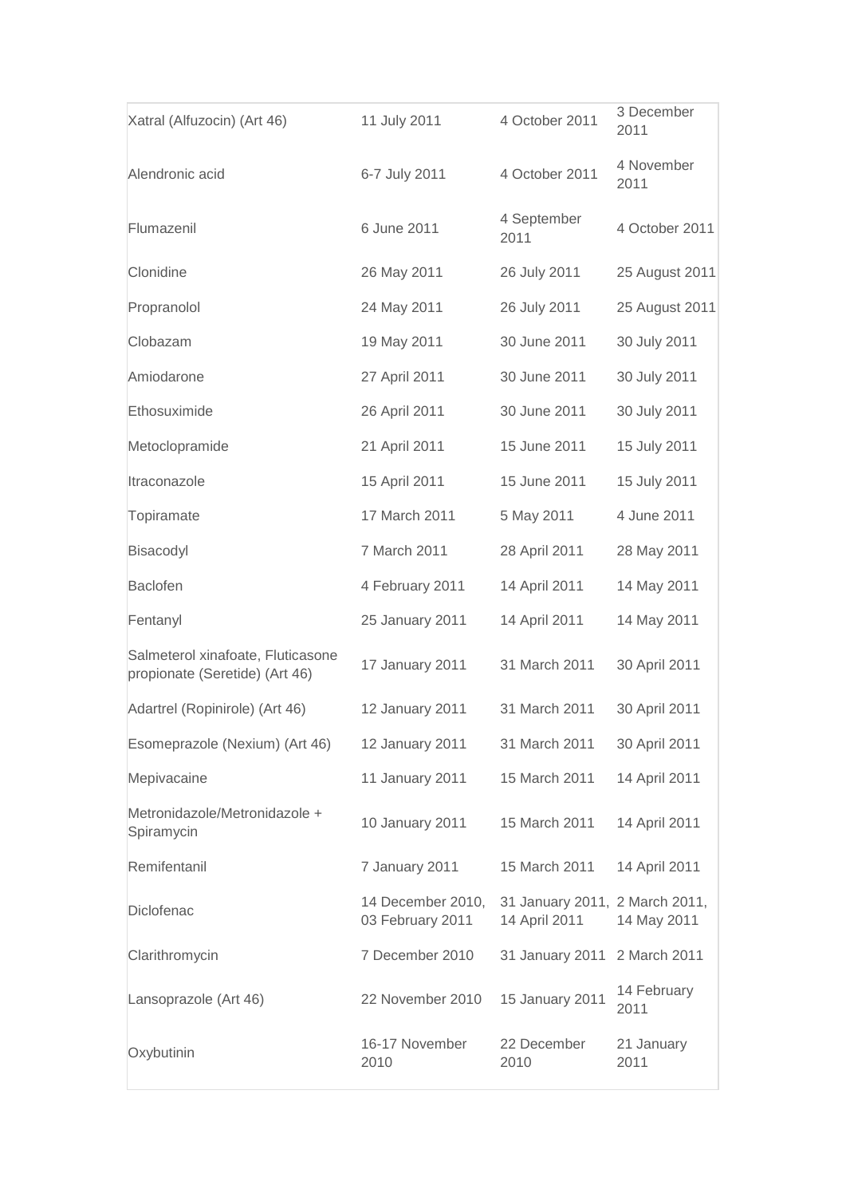| | | | |
|---|---|---|---|
| Xatral (Alfuzocin) (Art 46) | 11 July 2011 | 4 October 2011 | 3 December 2011 |
| Alendronic acid | 6-7 July 2011 | 4 October 2011 | 4 November 2011 |
| Flumazenil | 6 June 2011 | 4 September 2011 | 4 October 2011 |
| Clonidine | 26 May 2011 | 26 July 2011 | 25 August 2011 |
| Propranolol | 24 May 2011 | 26 July 2011 | 25 August 2011 |
| Clobazam | 19 May 2011 | 30 June 2011 | 30 July 2011 |
| Amiodarone | 27 April 2011 | 30 June 2011 | 30 July 2011 |
| Ethosuximide | 26 April 2011 | 30 June 2011 | 30 July 2011 |
| Metoclopramide | 21 April 2011 | 15 June 2011 | 15 July 2011 |
| Itraconazole | 15 April 2011 | 15 June 2011 | 15 July 2011 |
| Topiramate | 17 March 2011 | 5 May 2011 | 4 June 2011 |
| Bisacodyl | 7 March 2011 | 28 April 2011 | 28 May 2011 |
| Baclofen | 4 February 2011 | 14 April 2011 | 14 May 2011 |
| Fentanyl | 25 January 2011 | 14 April 2011 | 14 May 2011 |
| Salmeterol xinafoate, Fluticasone propionate (Seretide) (Art 46) | 17 January 2011 | 31 March 2011 | 30 April 2011 |
| Adartrel (Ropinirole) (Art 46) | 12 January 2011 | 31 March 2011 | 30 April 2011 |
| Esomeprazole (Nexium) (Art 46) | 12 January 2011 | 31 March 2011 | 30 April 2011 |
| Mepivacaine | 11 January 2011 | 15 March 2011 | 14 April 2011 |
| Metronidazole/Metronidazole + Spiramycin | 10 January 2011 | 15 March 2011 | 14 April 2011 |
| Remifentanil | 7 January 2011 | 15 March 2011 | 14 April 2011 |
| Diclofenac | 14 December 2010, 03 February 2011 | 31 January 2011, 14 April 2011 | 2 March 2011, 14 May 2011 |
| Clarithromycin | 7 December 2010 | 31 January 2011 | 2 March 2011 |
| Lansoprazole (Art 46) | 22 November 2010 | 15 January 2011 | 14 February 2011 |
| Oxybutinin | 16-17 November 2010 | 22 December 2010 | 21 January 2011 |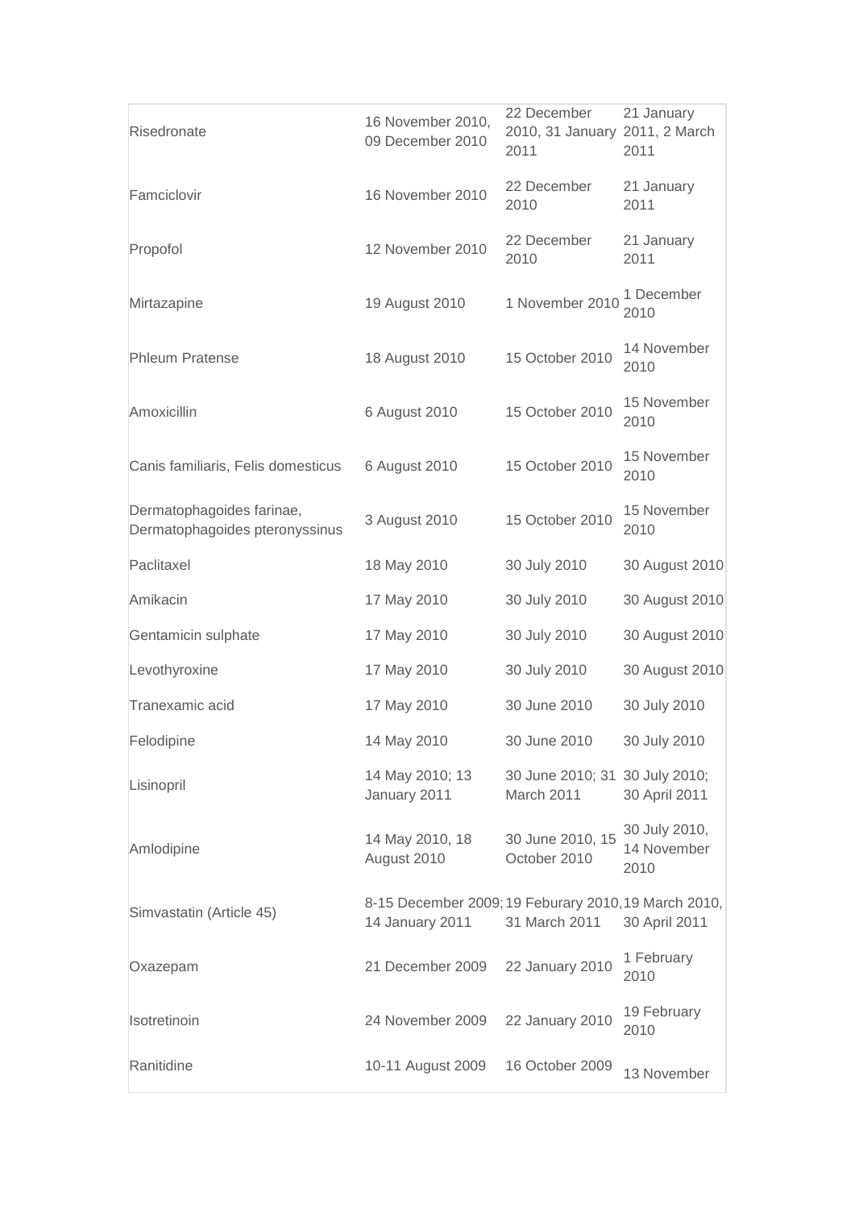| | | | |
|---|---|---|---|
| Risedronate | 16 November 2010, 09 December 2010 | 22 December 2010, 31 January 2011 | 21 January 2011, 2 March 2011 |
| Famciclovir | 16 November 2010 | 22 December 2010 | 21 January 2011 |
| Propofol | 12 November 2010 | 22 December 2010 | 21 January 2011 |
| Mirtazapine | 19 August 2010 | 1 November 2010 | 1 December 2010 |
| Phleum Pratense | 18 August 2010 | 15 October 2010 | 14 November 2010 |
| Amoxicillin | 6 August 2010 | 15 October 2010 | 15 November 2010 |
| Canis familiaris, Felis domesticus | 6 August 2010 | 15 October 2010 | 15 November 2010 |
| Dermatophagoides farinae, Dermatophagoides pteronyssinus | 3 August 2010 | 15 October 2010 | 15 November 2010 |
| Paclitaxel | 18 May 2010 | 30 July 2010 | 30 August 2010 |
| Amikacin | 17 May 2010 | 30 July 2010 | 30 August 2010 |
| Gentamicin sulphate | 17 May 2010 | 30 July 2010 | 30 August 2010 |
| Levothyroxine | 17 May 2010 | 30 July 2010 | 30 August 2010 |
| Tranexamic acid | 17 May 2010 | 30 June 2010 | 30 July 2010 |
| Felodipine | 14 May 2010 | 30 June 2010 | 30 July 2010 |
| Lisinopril | 14 May 2010; 13 January 2011 | 30 June 2010; 31 March 2011 | 30 July 2010; 30 April 2011 |
| Amlodipine | 14 May 2010, 18 August 2010 | 30 June 2010, 15 October 2010 | 30 July 2010, 14 November 2010 |
| Simvastatin (Article 45) | 8-15 December 2009; 14 January 2011 | 19 Feburary 2010, 31 March 2011 | 19 March 2010, 30 April 2011 |
| Oxazepam | 21 December 2009 | 22 January 2010 | 1 February 2010 |
| Isotretinoin | 24 November 2009 | 22 January 2010 | 19 February 2010 |
| Ranitidine | 10-11 August 2009 | 16 October 2009 | 13 November |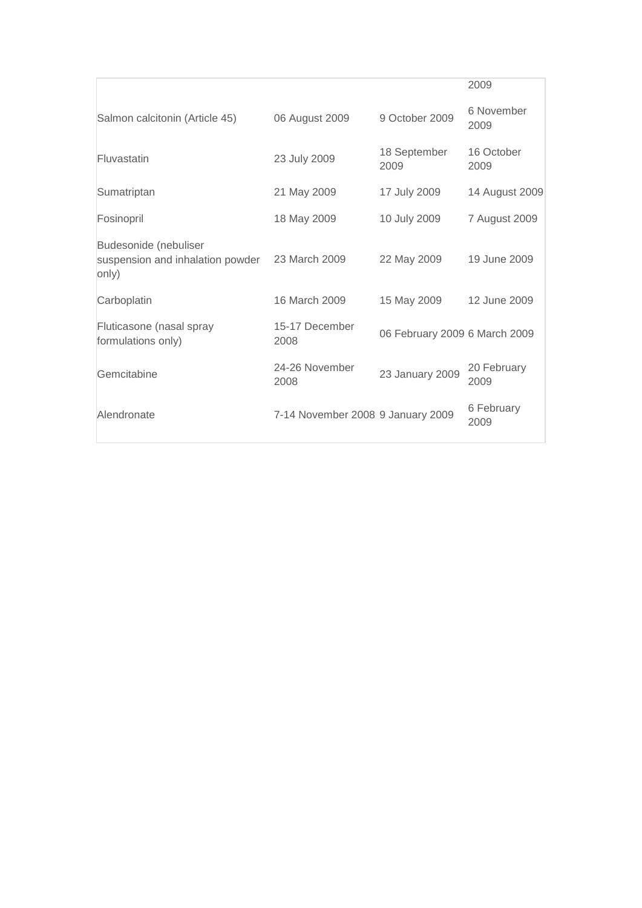| | | | |
|---|---|---|---|
| | | | 2009 |
| Salmon calcitonin (Article 45) | 06 August 2009 | 9 October 2009 | 6 November 2009 |
| Fluvastatin | 23 July 2009 | 18 September 2009 | 16 October 2009 |
| Sumatriptan | 21 May 2009 | 17 July 2009 | 14 August 2009 |
| Fosinopril | 18 May 2009 | 10 July 2009 | 7 August 2009 |
| Budesonide (nebuliser suspension and inhalation powder only) | 23 March 2009 | 22 May 2009 | 19 June 2009 |
| Carboplatin | 16 March 2009 | 15 May 2009 | 12 June 2009 |
| Fluticasone (nasal spray formulations only) | 15-17 December 2008 | 06 February 2009 | 6 March 2009 |
| Gemcitabine | 24-26 November 2008 | 23 January 2009 | 20 February 2009 |
| Alendronate | 7-14 November 2008 | 9 January 2009 | 6 February 2009 |